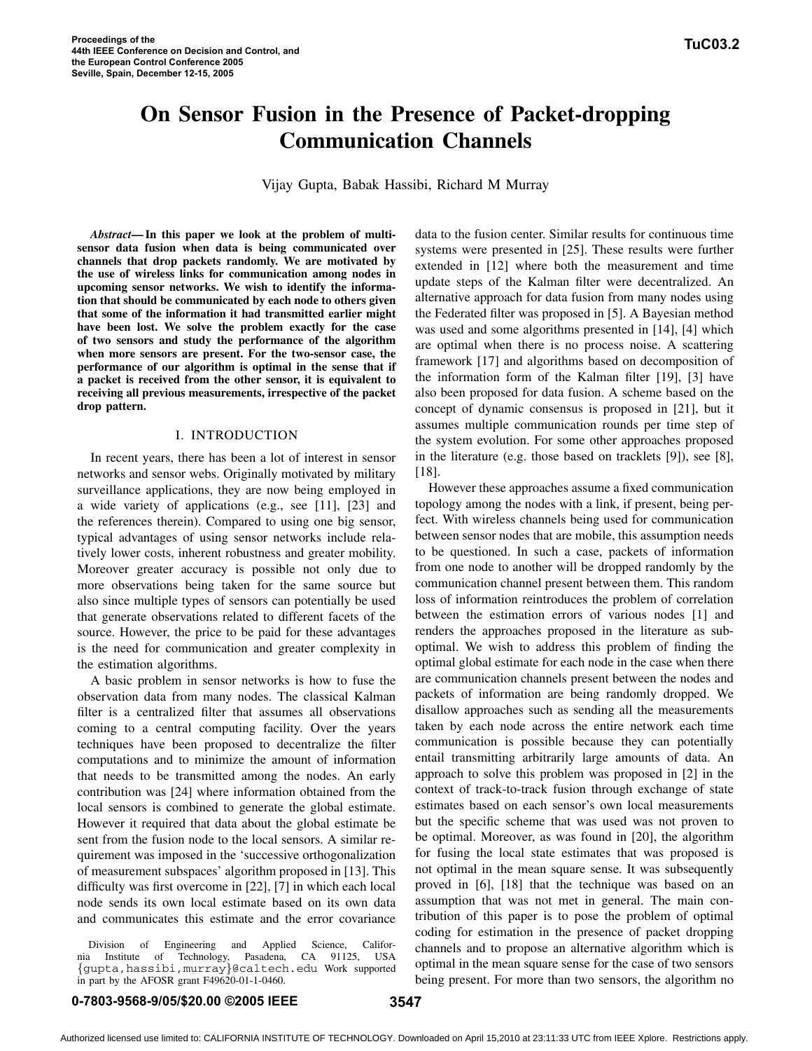# On Sensor Fusion in the Presence of Packet-dropping Communication Channels

Vijay Gupta, Babak Hassibi, Richard M Murray

***Abstract*— In this paper we look at the problem of multi-sensor data fusion when data is being communicated over channels that drop packets randomly. We are motivated by the use of wireless links for communication among nodes in upcoming sensor networks. We wish to identify the information that should be communicated by each node to others given that some of the information it had transmitted earlier might have been lost. We solve the problem exactly for the case of two sensors and study the performance of the algorithm when more sensors are present. For the two-sensor case, the performance of our algorithm is optimal in the sense that if a packet is received from the other sensor, it is equivalent to receiving all previous measurements, irrespective of the packet drop pattern.**

## I. INTRODUCTION

In recent years, there has been a lot of interest in sensor networks and sensor webs. Originally motivated by military surveillance applications, they are now being employed in a wide variety of applications (e.g., see [11], [23] and the references therein). Compared to using one big sensor, typical advantages of using sensor networks include relatively lower costs, inherent robustness and greater mobility. Moreover greater accuracy is possible not only due to more observations being taken for the same source but also since multiple types of sensors can potentially be used that generate observations related to different facets of the source. However, the price to be paid for these advantages is the need for communication and greater complexity in the estimation algorithms.

A basic problem in sensor networks is how to fuse the observation data from many nodes. The classical Kalman filter is a centralized filter that assumes all observations coming to a central computing facility. Over the years techniques have been proposed to decentralize the filter computations and to minimize the amount of information that needs to be transmitted among the nodes. An early contribution was [24] where information obtained from the local sensors is combined to generate the global estimate. However it required that data about the global estimate be sent from the fusion node to the local sensors. A similar requirement was imposed in the 'successive orthogonalization of measurement subspaces' algorithm proposed in [13]. This difficulty was first overcome in [22], [7] in which each local node sends its own local estimate based on its own data and communicates this estimate and the error covariance data to the fusion center. Similar results for continuous time systems were presented in [25]. These results were further extended in [12] where both the measurement and time update steps of the Kalman filter were decentralized. An alternative approach for data fusion from many nodes using the Federated filter was proposed in [5]. A Bayesian method was used and some algorithms presented in [14], [4] which are optimal when there is no process noise. A scattering framework [17] and algorithms based on decomposition of the information form of the Kalman filter [19], [3] have also been proposed for data fusion. A scheme based on the concept of dynamic consensus is proposed in [21], but it assumes multiple communication rounds per time step of the system evolution. For some other approaches proposed in the literature (e.g. those based on tracklets [9]), see [8], [18].

However these approaches assume a fixed communication topology among the nodes with a link, if present, being perfect. With wireless channels being used for communication between sensor nodes that are mobile, this assumption needs to be questioned. In such a case, packets of information from one node to another will be dropped randomly by the communication channel present between them. This random loss of information reintroduces the problem of correlation between the estimation errors of various nodes [1] and renders the approaches proposed in the literature as sub-optimal. We wish to address this problem of finding the optimal global estimate for each node in the case when there are communication channels present between the nodes and packets of information are being randomly dropped. We disallow approaches such as sending all the measurements taken by each node across the entire network each time communication is possible because they can potentially entail transmitting arbitrarily large amounts of data. An approach to solve this problem was proposed in [2] in the context of track-to-track fusion through exchange of state estimates based on each sensor's own local measurements but the specific scheme that was used was not proven to be optimal. Moreover, as was found in [20], the algorithm for fusing the local state estimates that was proposed is not optimal in the mean square sense. It was subsequently proved in [6], [18] that the technique was based on an assumption that was not met in general. The main contribution of this paper is to pose the problem of optimal coding for estimation in the presence of packet dropping channels and to propose an alternative algorithm which is optimal in the mean square sense for the case of two sensors being present. For more than two sensors, the algorithm no

Division of Engineering and Applied Science, California Institute of Technology, Pasadena, CA 91125, USA {gupta,hassibi,murray}@caltech.edu Work supported in part by the AFOSR grant F49620-01-1-0460.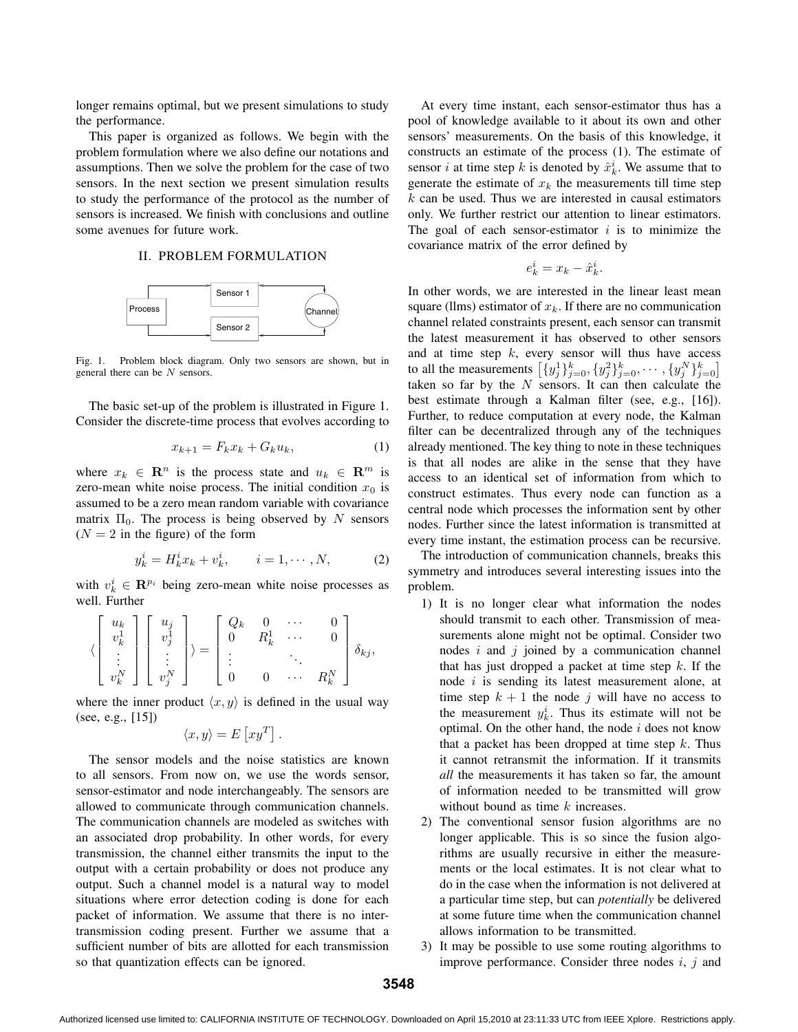longer remains optimal, but we present simulations to study the performance.

This paper is organized as follows. We begin with the problem formulation where we also define our notations and assumptions. Then we solve the problem for the case of two sensors. In the next section we present simulation results to study the performance of the protocol as the number of sensors is increased. We finish with conclusions and outline some avenues for future work.

## II. PROBLEM FORMULATION

Fig. 1. Problem block diagram. Only two sensors are shown, but in general there can be $N$ sensors.

The basic set-up of the problem is illustrated in Figure 1. Consider the discrete-time process that evolves according to

$$x_{k+1} = F_k x_k + G_k u_k, \tag{1}$$

where $x_k \in \mathbf{R}^n$ is the process state and $u_k \in \mathbf{R}^m$ is zero-mean white noise process. The initial condition $x_0$ is assumed to be a zero mean random variable with covariance matrix $\Pi_0$. The process is being observed by $N$ sensors ($N = 2$ in the figure) of the form

$$y_k^i = H_k^i x_k + v_k^i, \qquad i = 1, \cdots, N, \tag{2}$$

with $v_k^i \in \mathbf{R}^{p_i}$ being zero-mean white noise processes as well. Further

$$\langle \begin{bmatrix} u_k \\ v_k^1 \\ \vdots \\ v_k^N \end{bmatrix} \begin{bmatrix} u_j \\ v_j^1 \\ \vdots \\ v_j^N \end{bmatrix} \rangle = \begin{bmatrix} Q_k & 0 & \cdots & 0 \\ 0 & R_k^1 & \cdots & 0 \\ \vdots & & \ddots & \\ 0 & 0 & \cdots & R_k^N \end{bmatrix} \delta_{kj},$$

where the inner product $\langle x, y \rangle$ is defined in the usual way (see, e.g., [15])

$$\langle x, y \rangle = E\left[ x y^T \right].$$

The sensor models and the noise statistics are known to all sensors. From now on, we use the words sensor, sensor-estimator and node interchangeably. The sensors are allowed to communicate through communication channels. The communication channels are modeled as switches with an associated drop probability. In other words, for every transmission, the channel either transmits the input to the output with a certain probability or does not produce any output. Such a channel model is a natural way to model situations where error detection coding is done for each packet of information. We assume that there is no inter-transmission coding present. Further we assume that a sufficient number of bits are allotted for each transmission so that quantization effects can be ignored.

At every time instant, each sensor-estimator thus has a pool of knowledge available to it about its own and other sensors' measurements. On the basis of this knowledge, it constructs an estimate of the process (1). The estimate of sensor $i$ at time step $k$ is denoted by $\hat{x}_k^i$. We assume that to generate the estimate of $x_k$ the measurements till time step $k$ can be used. Thus we are interested in causal estimators only. We further restrict our attention to linear estimators. The goal of each sensor-estimator $i$ is to minimize the covariance matrix of the error defined by

$$e_k^i = x_k - \hat{x}_k^i.$$

In other words, we are interested in the linear least mean square (llms) estimator of $x_k$. If there are no communication channel related constraints present, each sensor can transmit the latest measurement it has observed to other sensors and at time step $k$, every sensor will thus have access to all the measurements $\left[ \{y_j^1\}_{j=0}^k, \{y_j^2\}_{j=0}^k, \cdots, \{y_j^N\}_{j=0}^k \right]$ taken so far by the $N$ sensors. It can then calculate the best estimate through a Kalman filter (see, e.g., [16]). Further, to reduce computation at every node, the Kalman filter can be decentralized through any of the techniques already mentioned. The key thing to note in these techniques is that all nodes are alike in the sense that they have access to an identical set of information from which to construct estimates. Thus every node can function as a central node which processes the information sent by other nodes. Further since the latest information is transmitted at every time instant, the estimation process can be recursive.

The introduction of communication channels, breaks this symmetry and introduces several interesting issues into the problem.

1) It is no longer clear what information the nodes should transmit to each other. Transmission of measurements alone might not be optimal. Consider two nodes $i$ and $j$ joined by a communication channel that has just dropped a packet at time step $k$. If the node $i$ is sending its latest measurement alone, at time step $k+1$ the node $j$ will have no access to the measurement $y_k^i$. Thus its estimate will not be optimal. On the other hand, the node $i$ does not know that a packet has been dropped at time step $k$. Thus it cannot retransmit the information. If it transmits *all* the measurements it has taken so far, the amount of information needed to be transmitted will grow without bound as time $k$ increases.
2) The conventional sensor fusion algorithms are no longer applicable. This is so since the fusion algorithms are usually recursive in either the measurements or the local estimates. It is not clear what to do in the case when the information is not delivered at a particular time step, but can *potentially* be delivered at some future time when the communication channel allows information to be transmitted.
3) It may be possible to use some routing algorithms to improve performance. Consider three nodes $i$, $j$ and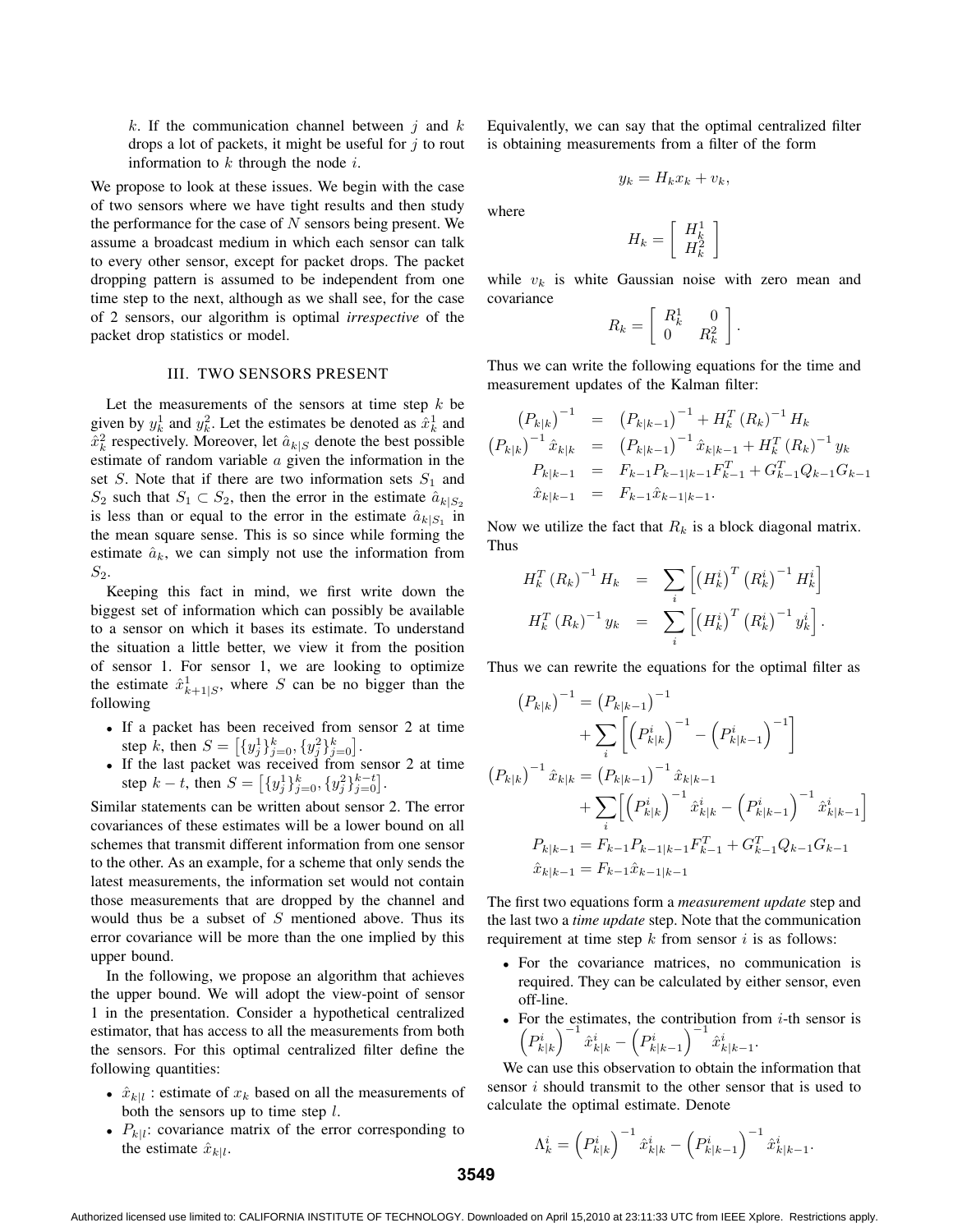$k$. If the communication channel between $j$ and $k$ drops a lot of packets, it might be useful for $j$ to rout information to $k$ through the node $i$.

We propose to look at these issues. We begin with the case of two sensors where we have tight results and then study the performance for the case of $N$ sensors being present. We assume a broadcast medium in which each sensor can talk to every other sensor, except for packet drops. The packet dropping pattern is assumed to be independent from one time step to the next, although as we shall see, for the case of 2 sensors, our algorithm is optimal *irrespective* of the packet drop statistics or model.

## III. TWO SENSORS PRESENT

Let the measurements of the sensors at time step $k$ be given by $y_k^1$ and $y_k^2$. Let the estimates be denoted as $\hat{x}_k^1$ and $\hat{x}_k^2$ respectively. Moreover, let $\hat{a}_{k|S}$ denote the best possible estimate of random variable $a$ given the information in the set $S$. Note that if there are two information sets $S_1$ and $S_2$ such that $S_1 \subset S_2$, then the error in the estimate $\hat{a}_{k|S_2}$ is less than or equal to the error in the estimate $\hat{a}_{k|S_1}$ in the mean square sense. This is so since while forming the estimate $\hat{a}_k$, we can simply not use the information from $S_2$.

Keeping this fact in mind, we first write down the biggest set of information which can possibly be available to a sensor on which it bases its estimate. To understand the situation a little better, we view it from the position of sensor 1. For sensor 1, we are looking to optimize the estimate $\hat{x}_{k+1|S}^1$, where $S$ can be no bigger than the following

- If a packet has been received from sensor 2 at time step $k$, then $S = \left[\{y_j^1\}_{j=0}^k, \{y_j^2\}_{j=0}^k\right]$.
- If the last packet was received from sensor 2 at time step $k-t$, then $S = \left[\{y_j^1\}_{j=0}^k, \{y_j^2\}_{j=0}^{k-t}\right]$.

Similar statements can be written about sensor 2. The error covariances of these estimates will be a lower bound on all schemes that transmit different information from one sensor to the other. As an example, for a scheme that only sends the latest measurements, the information set would not contain those measurements that are dropped by the channel and would thus be a subset of $S$ mentioned above. Thus its error covariance will be more than the one implied by this upper bound.

In the following, we propose an algorithm that achieves the upper bound. We will adopt the view-point of sensor 1 in the presentation. Consider a hypothetical centralized estimator, that has access to all the measurements from both the sensors. For this optimal centralized filter define the following quantities:

- $\hat{x}_{k|l}$ : estimate of $x_k$ based on all the measurements of both the sensors up to time step $l$.
- $P_{k|l}$: covariance matrix of the error corresponding to the estimate $\hat{x}_{k|l}$.

Equivalently, we can say that the optimal centralized filter is obtaining measurements from a filter of the form

$$y_k = H_k x_k + v_k,$$

where

$$H_k = \begin{bmatrix} H_k^1 \\ H_k^2 \end{bmatrix}$$

while $v_k$ is white Gaussian noise with zero mean and covariance

$$R_k = \begin{bmatrix} R_k^1 & 0 \\ 0 & R_k^2 \end{bmatrix}.$$

Thus we can write the following equations for the time and measurement updates of the Kalman filter:

$$\begin{aligned}
\left(P_{k|k}\right)^{-1} &= \left(P_{k|k-1}\right)^{-1} + H_k^T \left(R_k\right)^{-1} H_k \\
\left(P_{k|k}\right)^{-1} \hat{x}_{k|k} &= \left(P_{k|k-1}\right)^{-1} \hat{x}_{k|k-1} + H_k^T \left(R_k\right)^{-1} y_k \\
P_{k|k-1} &= F_{k-1} P_{k-1|k-1} F_{k-1}^T + G_{k-1}^T Q_{k-1} G_{k-1} \\
\hat{x}_{k|k-1} &= F_{k-1} \hat{x}_{k-1|k-1}.
\end{aligned}$$

Now we utilize the fact that $R_k$ is a block diagonal matrix. Thus

$$\begin{aligned}
H_k^T \left(R_k\right)^{-1} H_k &= \sum_i \left[\left(H_k^i\right)^T \left(R_k^i\right)^{-1} H_k^i\right] \\
H_k^T \left(R_k\right)^{-1} y_k &= \sum_i \left[\left(H_k^i\right)^T \left(R_k^i\right)^{-1} y_k^i\right].
\end{aligned}$$

Thus we can rewrite the equations for the optimal filter as

$$\begin{aligned}
\left(P_{k|k}\right)^{-1} &= \left(P_{k|k-1}\right)^{-1} \\
&\quad + \sum_i \left[\left(P_{k|k}^i\right)^{-1} - \left(P_{k|k-1}^i\right)^{-1}\right] \\
\left(P_{k|k}\right)^{-1} \hat{x}_{k|k} &= \left(P_{k|k-1}\right)^{-1} \hat{x}_{k|k-1} \\
&\quad + \sum_i \left[\left(P_{k|k}^i\right)^{-1} \hat{x}_{k|k}^i - \left(P_{k|k-1}^i\right)^{-1} \hat{x}_{k|k-1}^i\right] \\
P_{k|k-1} &= F_{k-1} P_{k-1|k-1} F_{k-1}^T + G_{k-1}^T Q_{k-1} G_{k-1} \\
\hat{x}_{k|k-1} &= F_{k-1} \hat{x}_{k-1|k-1}
\end{aligned}$$

The first two equations form a *measurement update* step and the last two a *time update* step. Note that the communication requirement at time step $k$ from sensor $i$ is as follows:

- For the covariance matrices, no communication is required. They can be calculated by either sensor, even off-line.
- For the estimates, the contribution from $i$-th sensor is $\left(P_{k|k}^i\right)^{-1} \hat{x}_{k|k}^i - \left(P_{k|k-1}^i\right)^{-1} \hat{x}_{k|k-1}^i$.

We can use this observation to obtain the information that sensor $i$ should transmit to the other sensor that is used to calculate the optimal estimate. Denote

$$\Lambda_k^i = \left(P_{k|k}^i\right)^{-1} \hat{x}_{k|k}^i - \left(P_{k|k-1}^i\right)^{-1} \hat{x}_{k|k-1}^i.$$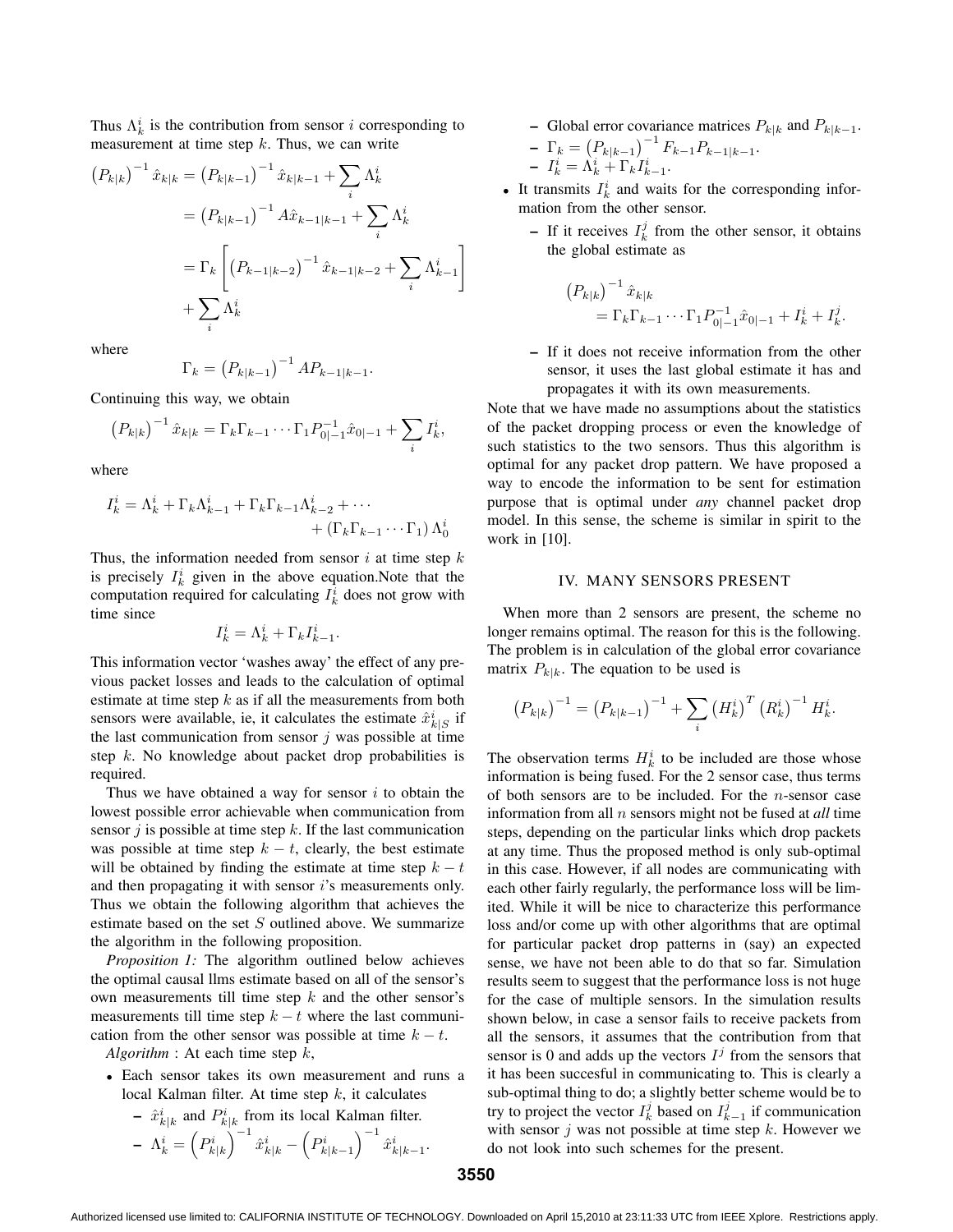Thus $\Lambda_k^i$ is the contribution from sensor $i$ corresponding to measurement at time step $k$. Thus, we can write

$$
\begin{aligned}
\left(P_{k|k}\right)^{-1} \hat{x}_{k|k} &= \left(P_{k|k-1}\right)^{-1} \hat{x}_{k|k-1} + \sum_i \Lambda_k^i \\
&= \left(P_{k|k-1}\right)^{-1} A \hat{x}_{k-1|k-1} + \sum_i \Lambda_k^i \\
&= \Gamma_k \left[ \left(P_{k-1|k-2}\right)^{-1} \hat{x}_{k-1|k-2} + \sum_i \Lambda_{k-1}^i \right] \\
&\quad + \sum_i \Lambda_k^i
\end{aligned}
$$

where

$$
\Gamma_k = \left(P_{k|k-1}\right)^{-1} A P_{k-1|k-1}.
$$

Continuing this way, we obtain

$$
\left(P_{k|k}\right)^{-1} \hat{x}_{k|k} = \Gamma_k \Gamma_{k-1} \cdots \Gamma_1 P_{0|-1}^{-1} \hat{x}_{0|-1} + \sum_i I_k^i,
$$

where

$$
\begin{aligned}
I_k^i = \Lambda_k^i + \Gamma_k \Lambda_{k-1}^i + \Gamma_k \Gamma_{k-1} \Lambda_{k-2}^i + \cdots \\
+ \left(\Gamma_k \Gamma_{k-1} \cdots \Gamma_1\right) \Lambda_0^i
\end{aligned}
$$

Thus, the information needed from sensor $i$ at time step $k$ is precisely $I_k^i$ given in the above equation.Note that the computation required for calculating $I_k^i$ does not grow with time since

$$
I_k^i = \Lambda_k^i + \Gamma_k I_{k-1}^i.
$$

This information vector 'washes away' the effect of any previous packet losses and leads to the calculation of optimal estimate at time step $k$ as if all the measurements from both sensors were available, ie, it calculates the estimate $\hat{x}_{k|S}^i$ if the last communication from sensor $j$ was possible at time step $k$. No knowledge about packet drop probabilities is required.

Thus we have obtained a way for sensor $i$ to obtain the lowest possible error achievable when communication from sensor $j$ is possible at time step $k$. If the last communication was possible at time step $k-t$, clearly, the best estimate will be obtained by finding the estimate at time step $k-t$ and then propagating it with sensor $i$'s measurements only. Thus we obtain the following algorithm that achieves the estimate based on the set $S$ outlined above. We summarize the algorithm in the following proposition.

*Proposition 1:* The algorithm outlined below achieves the optimal causal llms estimate based on all of the sensor's own measurements till time step $k$ and the other sensor's measurements till time step $k-t$ where the last communication from the other sensor was possible at time $k-t$.

*Algorithm* : At each time step $k$,

- Each sensor takes its own measurement and runs a local Kalman filter. At time step $k$, it calculates
  - $\hat{x}_{k|k}^i$ and $P_{k|k}^i$ from its local Kalman filter.
  - $\Lambda_k^i = \left(P_{k|k}^i\right)^{-1} \hat{x}_{k|k}^i - \left(P_{k|k-1}^i\right)^{-1} \hat{x}_{k|k-1}^i$.
  - Global error covariance matrices $P_{k|k}$ and $P_{k|k-1}$.
  - $\Gamma_k = \left(P_{k|k-1}\right)^{-1} F_{k-1} P_{k-1|k-1}$.
  - $I_k^i = \Lambda_k^i + \Gamma_k I_{k-1}^i$.
- It transmits $I_k^i$ and waits for the corresponding information from the other sensor.
  - If it receives $I_k^j$ from the other sensor, it obtains the global estimate as
  
    $$
    \begin{aligned}
    &\left(P_{k|k}\right)^{-1} \hat{x}_{k|k} \\
    &\quad = \Gamma_k \Gamma_{k-1} \cdots \Gamma_1 P_{0|-1}^{-1} \hat{x}_{0|-1} + I_k^i + I_k^j.
    \end{aligned}
    $$
  - If it does not receive information from the other sensor, it uses the last global estimate it has and propagates it with its own measurements.

Note that we have made no assumptions about the statistics of the packet dropping process or even the knowledge of such statistics to the two sensors. Thus this algorithm is optimal for any packet drop pattern. We have proposed a way to encode the information to be sent for estimation purpose that is optimal under *any* channel packet drop model. In this sense, the scheme is similar in spirit to the work in [10].

## IV. MANY SENSORS PRESENT

When more than 2 sensors are present, the scheme no longer remains optimal. The reason for this is the following. The problem is in calculation of the global error covariance matrix $P_{k|k}$. The equation to be used is

$$
\left(P_{k|k}\right)^{-1} = \left(P_{k|k-1}\right)^{-1} + \sum_i \left(H_k^i\right)^T \left(R_k^i\right)^{-1} H_k^i.
$$

The observation terms $H_k^i$ to be included are those whose information is being fused. For the 2 sensor case, thus terms of both sensors are to be included. For the $n$-sensor case information from all $n$ sensors might not be fused at *all* time steps, depending on the particular links which drop packets at any time. Thus the proposed method is only sub-optimal in this case. However, if all nodes are communicating with each other fairly regularly, the performance loss will be limited. While it will be nice to characterize this performance loss and/or come up with other algorithms that are optimal for particular packet drop patterns in (say) an expected sense, we have not been able to do that so far. Simulation results seem to suggest that the performance loss is not huge for the case of multiple sensors. In the simulation results shown below, in case a sensor fails to receive packets from all the sensors, it assumes that the contribution from that sensor is 0 and adds up the vectors $I^j$ from the sensors that it has been succesful in communicating to. This is clearly a sub-optimal thing to do; a slightly better scheme would be to try to project the vector $I_k^j$ based on $I_{k-1}^j$ if communication with sensor $j$ was not possible at time step $k$. However we do not look into such schemes for the present.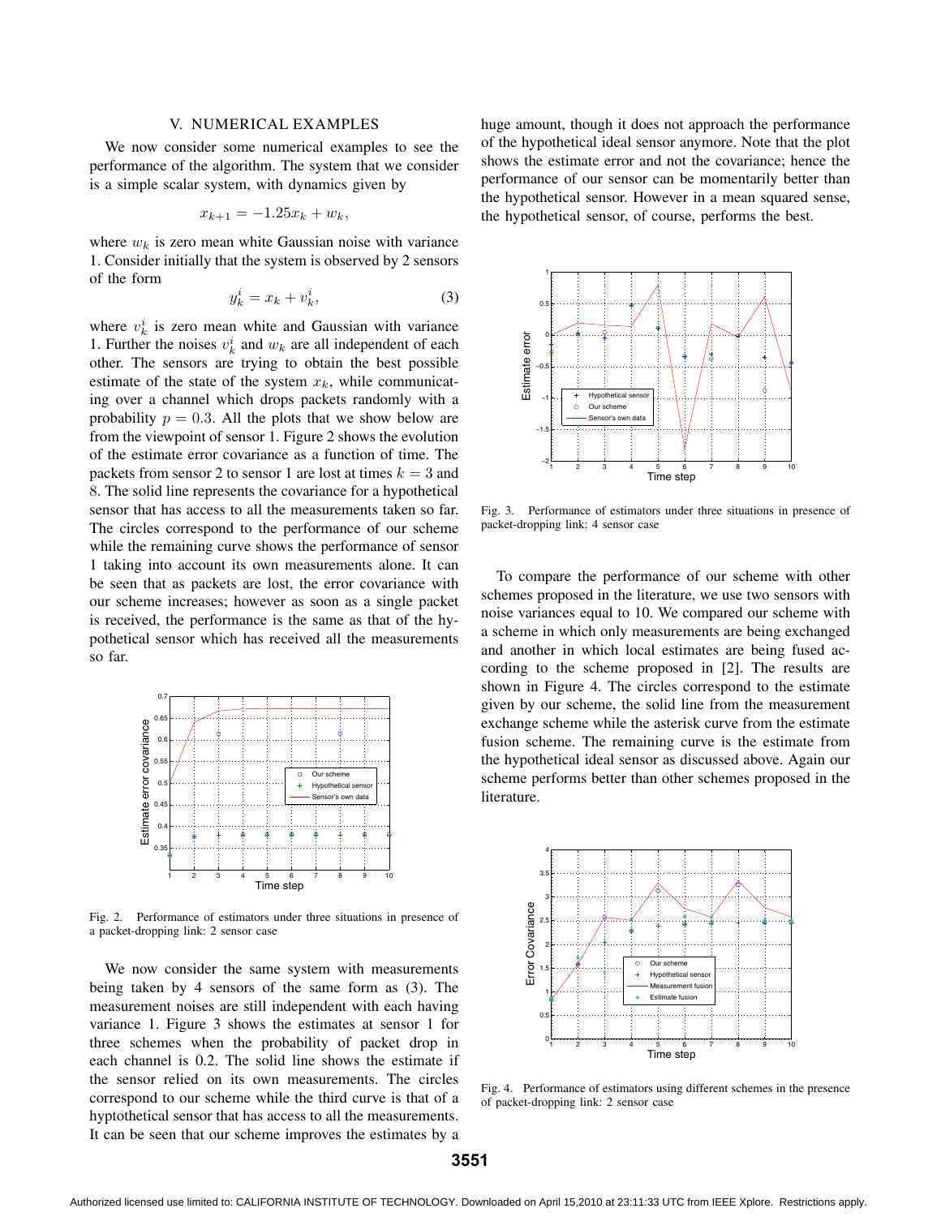## V. NUMERICAL EXAMPLES

We now consider some numerical examples to see the performance of the algorithm. The system that we consider is a simple scalar system, with dynamics given by

$$x_{k+1} = -1.25x_k + w_k,$$

where $w_k$ is zero mean white Gaussian noise with variance 1. Consider initially that the system is observed by 2 sensors of the form

$$y_k^i = x_k + v_k^i, \tag{3}$$

where $v_k^i$ is zero mean white and Gaussian with variance 1. Further the noises $v_k^i$ and $w_k$ are all independent of each other. The sensors are trying to obtain the best possible estimate of the state of the system $x_k$, while communicating over a channel which drops packets randomly with a probability $p = 0.3$. All the plots that we show below are from the viewpoint of sensor 1. Figure 2 shows the evolution of the estimate error covariance as a function of time. The packets from sensor 2 to sensor 1 are lost at times $k = 3$ and 8. The solid line represents the covariance for a hypothetical sensor that has access to all the measurements taken so far. The circles correspond to the performance of our scheme while the remaining curve shows the performance of sensor 1 taking into account its own measurements alone. It can be seen that as packets are lost, the error covariance with our scheme increases; however as soon as a single packet is received, the performance is the same as that of the hypothetical sensor which has received all the measurements so far.

Fig. 2. Performance of estimators under three situations in presence of a packet-dropping link: 2 sensor case

We now consider the same system with measurements being taken by 4 sensors of the same form as (3). The measurement noises are still independent with each having variance 1. Figure 3 shows the estimates at sensor 1 for three schemes when the probability of packet drop in each channel is 0.2. The solid line shows the estimate if the sensor relied on its own measurements. The circles correspond to our scheme while the third curve is that of a hyptothetical sensor that has access to all the measurements. It can be seen that our scheme improves the estimates by a huge amount, though it does not approach the performance of the hypothetical ideal sensor anymore. Note that the plot shows the estimate error and not the covariance; hence the performance of our sensor can be momentarily better than the hypothetical sensor. However in a mean squared sense, the hypothetical sensor, of course, performs the best.

Fig. 3. Performance of estimators under three situations in presence of packet-dropping link: 4 sensor case

To compare the performance of our scheme with other schemes proposed in the literature, we use two sensors with noise variances equal to 10. We compared our scheme with a scheme in which only measurements are being exchanged and another in which local estimates are being fused according to the scheme proposed in [2]. The results are shown in Figure 4. The circles correspond to the estimate given by our scheme, the solid line from the measurement exchange scheme while the asterisk curve from the estimate fusion scheme. The remaining curve is the estimate from the hypothetical ideal sensor as discussed above. Again our scheme performs better than other schemes proposed in the literature.

Fig. 4. Performance of estimators using different schemes in the presence of packet-dropping link: 2 sensor case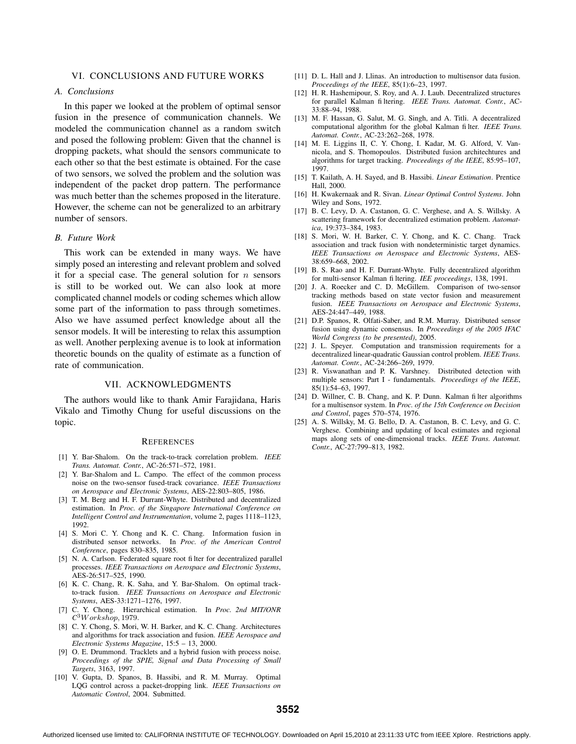## VI. CONCLUSIONS AND FUTURE WORKS

### A. Conclusions

In this paper we looked at the problem of optimal sensor fusion in the presence of communication channels. We modeled the communication channel as a random switch and posed the following problem: Given that the channel is dropping packets, what should the sensors communicate to each other so that the best estimate is obtained. For the case of two sensors, we solved the problem and the solution was independent of the packet drop pattern. The performance was much better than the schemes proposed in the literature. However, the scheme can not be generalized to an arbitrary number of sensors.

### B. Future Work

This work can be extended in many ways. We have simply posed an interesting and relevant problem and solved it for a special case. The general solution for $n$ sensors is still to be worked out. We can also look at more complicated channel models or coding schemes which allow some part of the information to pass through sometimes. Also we have assumed perfect knowledge about all the sensor models. It will be interesting to relax this assumption as well. Another perplexing avenue is to look at information theoretic bounds on the quality of estimate as a function of rate of communication.

## VII. ACKNOWLEDGMENTS

The authors would like to thank Amir Farajidana, Haris Vikalo and Timothy Chung for useful discussions on the topic.

## REFERENCES

[1] Y. Bar-Shalom. On the track-to-track correlation problem. *IEEE Trans. Automat. Contr.*, AC-26:571–572, 1981.

[2] Y. Bar-Shalom and L. Campo. The effect of the common process noise on the two-sensor fused-track covariance. *IEEE Transactions on Aerospace and Electronic Systems*, AES-22:803–805, 1986.

[3] T. M. Berg and H. F. Durrant-Whyte. Distributed and decentralized estimation. In *Proc. of the Singapore International Conference on Intelligent Control and Instrumentation*, volume 2, pages 1118–1123, 1992.

[4] S. Mori C. Y. Chong and K. C. Chang. Information fusion in distributed sensor networks. In *Proc. of the American Control Conference*, pages 830–835, 1985.

[5] N. A. Carlson. Federated square root filter for decentralized parallel processes. *IEEE Transactions on Aerospace and Electronic Systems*, AES-26:517–525, 1990.

[6] K. C. Chang, R. K. Saha, and Y. Bar-Shalom. On optimal track-to-track fusion. *IEEE Transactions on Aerospace and Electronic Systems*, AES-33:1271–1276, 1997.

[7] C. Y. Chong. Hierarchical estimation. In *Proc. 2nd MIT/ONR* $C^3 Workshop$, 1979.

[8] C. Y. Chong, S. Mori, W. H. Barker, and K. C. Chang. Architectures and algorithms for track association and fusion. *IEEE Aerospace and Electronic Systems Magazine*, 15:5 – 13, 2000.

[9] O. E. Drummond. Tracklets and a hybrid fusion with process noise. *Proceedings of the SPIE, Signal and Data Processing of Small Targets*, 3163, 1997.

[10] V. Gupta, D. Spanos, B. Hassibi, and R. M. Murray. Optimal LQG control across a packet-dropping link. *IEEE Transactions on Automatic Control*, 2004. Submitted.

[11] D. L. Hall and J. Llinas. An introduction to multisensor data fusion. *Proceedings of the IEEE*, 85(1):6–23, 1997.

[12] H. R. Hashemipour, S. Roy, and A. J. Laub. Decentralized structures for parallel Kalman filtering. *IEEE Trans. Automat. Contr.*, AC-33:88–94, 1988.

[13] M. F. Hassan, G. Salut, M. G. Singh, and A. Titli. A decentralized computational algorithm for the global Kalman filter. *IEEE Trans. Automat. Contr.*, AC-23:262–268, 1978.

[14] M. E. Liggins II, C. Y. Chong, I. Kadar, M. G. Alford, V. Vannicola, and S. Thomopoulos. Distributed fusion architechtures and algorithms for target tracking. *Proceedings of the IEEE*, 85:95–107, 1997.

[15] T. Kailath, A. H. Sayed, and B. Hassibi. *Linear Estimation*. Prentice Hall, 2000.

[16] H. Kwakernaak and R. Sivan. *Linear Optimal Control Systems*. John Wiley and Sons, 1972.

[17] B. C. Levy, D. A. Castanon, G. C. Verghese, and A. S. Willsky. A scattering framework for decentralized estimation problem. *Automatica*, 19:373–384, 1983.

[18] S. Mori, W. H. Barker, C. Y. Chong, and K. C. Chang. Track association and track fusion with nondeterministic target dynamics. *IEEE Transactions on Aerospace and Electronic Systems*, AES-38:659–668, 2002.

[19] B. S. Rao and H. F. Durrant-Whyte. Fully decentralized algorithm for multi-sensor Kalman filtering. *IEE proceedings*, 138, 1991.

[20] J. A. Roecker and C. D. McGillem. Comparison of two-sensor tracking methods based on state vector fusion and measurement fusion. *IEEE Transactions on Aerospace and Electronic Systems*, AES-24:447–449, 1988.

[21] D.P. Spanos, R. Olfati-Saber, and R.M. Murray. Distributed sensor fusion using dynamic consensus. In *Proceedings of the 2005 IFAC World Congress (to be presented)*, 2005.

[22] J. L. Speyer. Computation and transmission requirements for a decentralized linear-quadratic Gaussian control problem. *IEEE Trans. Automat. Contr.*, AC-24:266–269, 1979.

[23] R. Viswanathan and P. K. Varshney. Distributed detection with multiple sensors: Part I - fundamentals. *Proceedings of the IEEE*, 85(1):54–63, 1997.

[24] D. Willner, C. B. Chang, and K. P. Dunn. Kalman filter algorithms for a multisensor system. In *Proc. of the 15th Conference on Decision and Control*, pages 570–574, 1976.

[25] A. S. Willsky, M. G. Bello, D. A. Castanon, B. C. Levy, and G. C. Verghese. Combining and updating of local estimates and regional maps along sets of one-dimensional tracks. *IEEE Trans. Automat. Contr.*, AC-27:799–813, 1982.